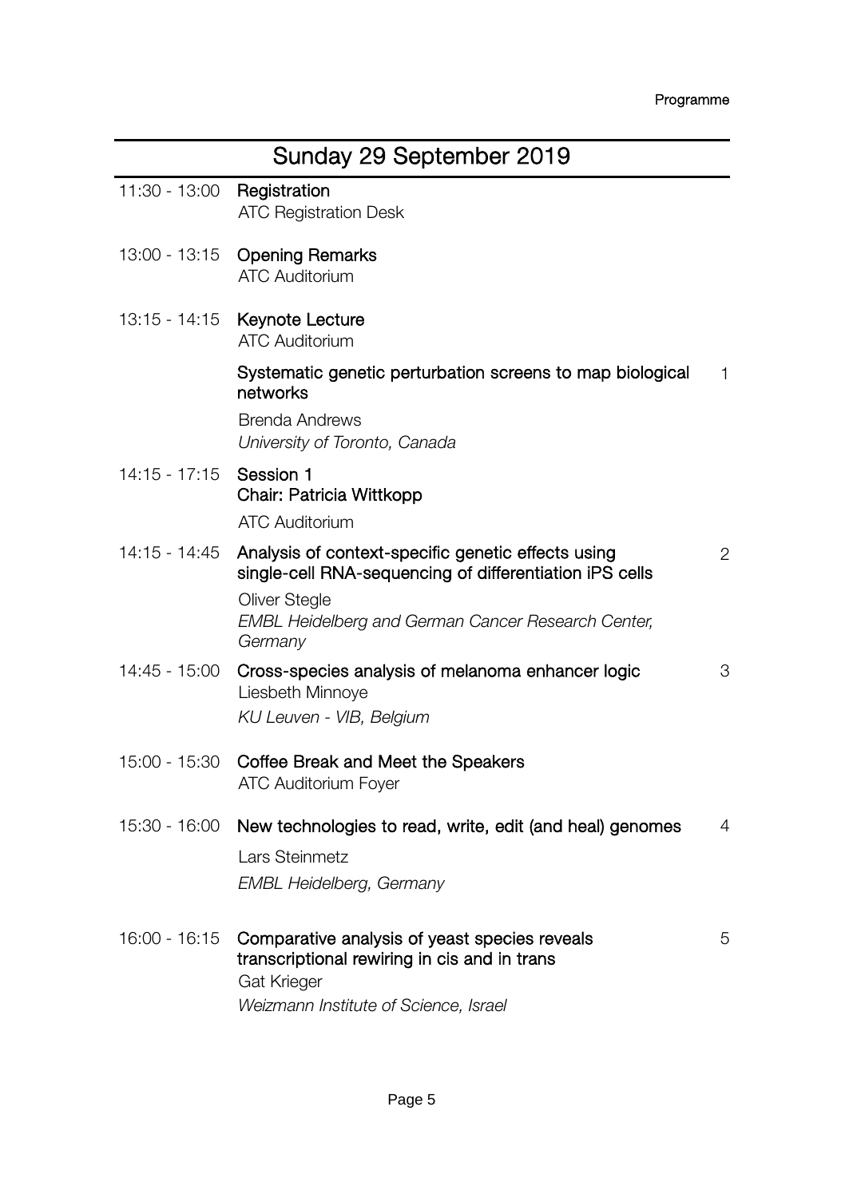# Sunday 29 September 2019

11:30 - 13:00 **Registration**
ATC Registration Desk

13:00 - 13:15 **Opening Remarks**
ATC Auditorium

13:15 - 14:15 **Keynote Lecture**
ATC Auditorium

**Systematic genetic perturbation screens to map biological networks** — 1
Brenda Andrews
*University of Toronto, Canada*

14:15 - 17:15 **Session 1**
**Chair: Patricia Wittkopp**
ATC Auditorium

14:15 - 14:45 **Analysis of context-specific genetic effects using single-cell RNA-sequencing of differentiation iPS cells** — 2
Oliver Stegle
*EMBL Heidelberg and German Cancer Research Center, Germany*

14:45 - 15:00 **Cross-species analysis of melanoma enhancer logic** — 3
Liesbeth Minnoye
*KU Leuven - VIB, Belgium*

15:00 - 15:30 **Coffee Break and Meet the Speakers**
ATC Auditorium Foyer

15:30 - 16:00 **New technologies to read, write, edit (and heal) genomes** — 4
Lars Steinmetz
*EMBL Heidelberg, Germany*

16:00 - 16:15 **Comparative analysis of yeast species reveals transcriptional rewiring in cis and in trans** — 5
Gat Krieger
*Weizmann Institute of Science, Israel*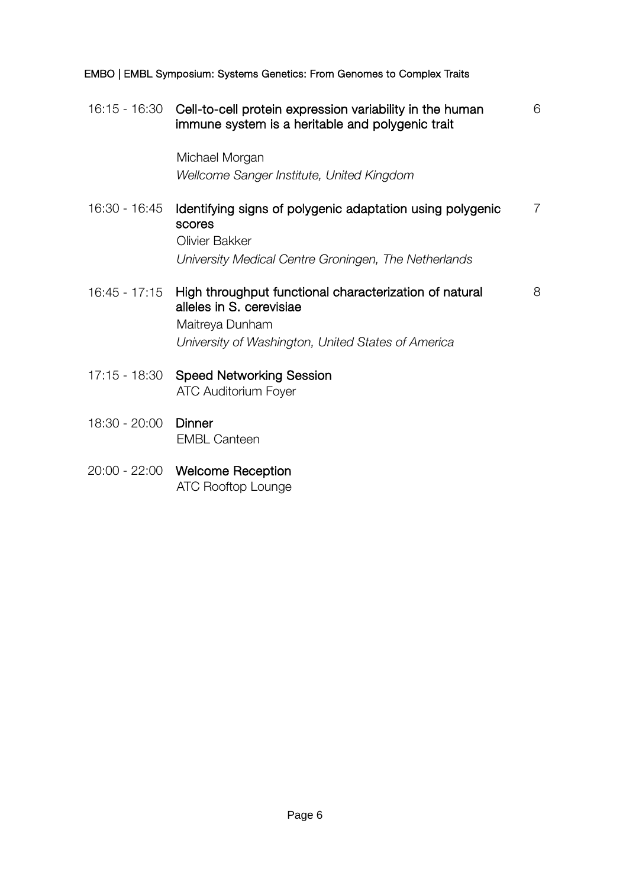| | | |
|---|---|---|
| 16:15 - 16:30 | **Cell-to-cell protein expression variability in the human immune system is a heritable and polygenic trait**<br><br>Michael Morgan<br>*Wellcome Sanger Institute, United Kingdom* | 6 |
| 16:30 - 16:45 | **Identifying signs of polygenic adaptation using polygenic scores**<br>Olivier Bakker<br>*University Medical Centre Groningen, The Netherlands* | 7 |
| 16:45 - 17:15 | **High throughput functional characterization of natural alleles in S. cerevisiae**<br>Maitreya Dunham<br>*University of Washington, United States of America* | 8 |
| 17:15 - 18:30 | **Speed Networking Session**<br>ATC Auditorium Foyer | |
| 18:30 - 20:00 | **Dinner**<br>EMBL Canteen | |
| 20:00 - 22:00 | **Welcome Reception**<br>ATC Rooftop Lounge | |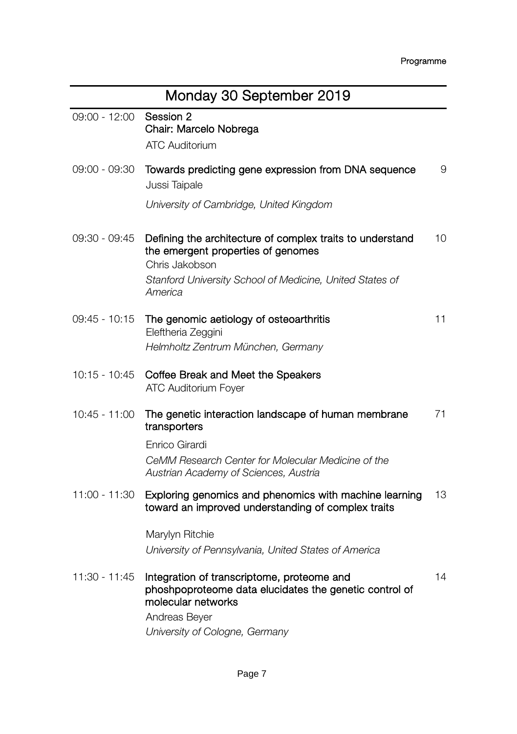## Monday 30 September 2019

| | | |
|---|---|---|
| 09:00 - 12:00 | **Session 2**<br>**Chair: Marcelo Nobrega**<br>ATC Auditorium | |
| 09:00 - 09:30 | **Towards predicting gene expression from DNA sequence**<br>Jussi Taipale<br>*University of Cambridge, United Kingdom* | 9 |
| 09:30 - 09:45 | **Defining the architecture of complex traits to understand the emergent properties of genomes**<br>Chris Jakobson<br>*Stanford University School of Medicine, United States of America* | 10 |
| 09:45 - 10:15 | **The genomic aetiology of osteoarthritis**<br>Eleftheria Zeggini<br>*Helmholtz Zentrum München, Germany* | 11 |
| 10:15 - 10:45 | **Coffee Break and Meet the Speakers**<br>ATC Auditorium Foyer | |
| 10:45 - 11:00 | **The genetic interaction landscape of human membrane transporters**<br>Enrico Girardi<br>*CeMM Research Center for Molecular Medicine of the Austrian Academy of Sciences, Austria* | 71 |
| 11:00 - 11:30 | **Exploring genomics and phenomics with machine learning toward an improved understanding of complex traits**<br>Marylyn Ritchie<br>*University of Pennsylvania, United States of America* | 13 |
| 11:30 - 11:45 | **Integration of transcriptome, proteome and phoshpoproteome data elucidates the genetic control of molecular networks**<br>Andreas Beyer<br>*University of Cologne, Germany* | 14 |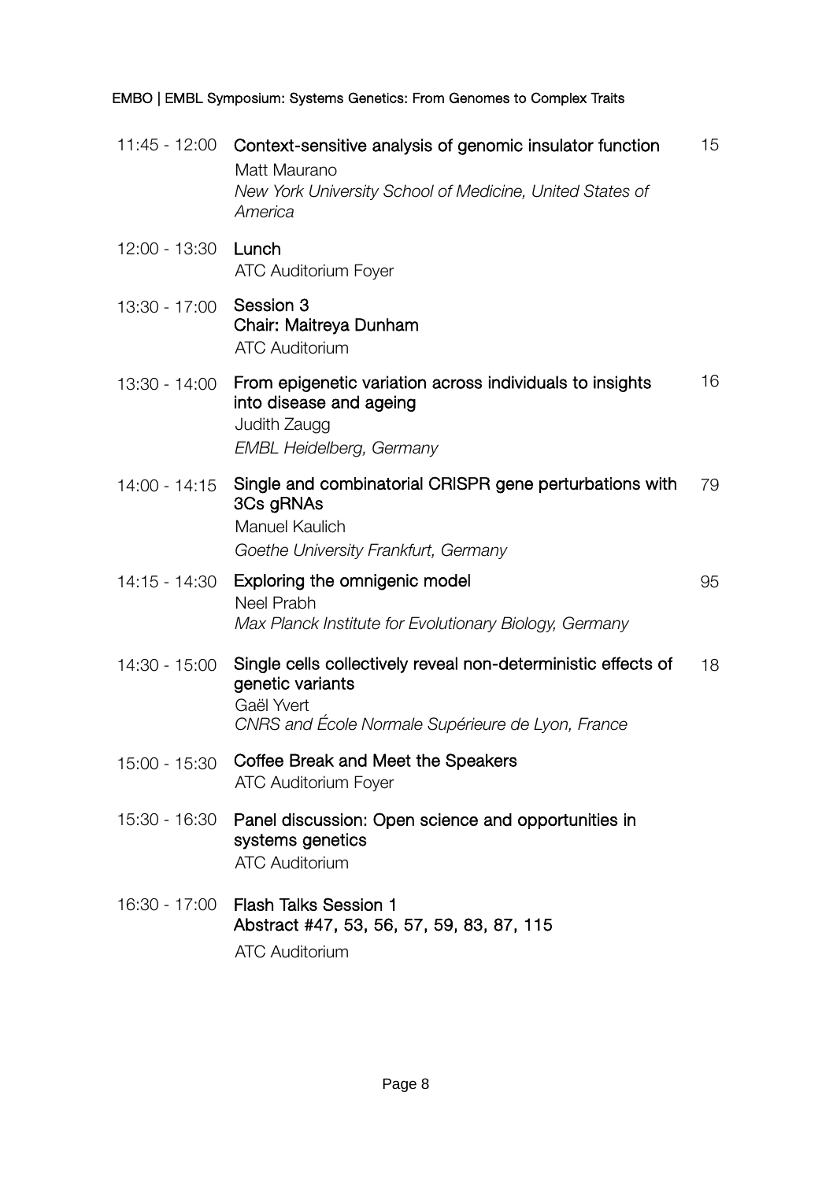| Time | Session | Page |
| --- | --- | --- |
| 11:45 - 12:00 | **Context-sensitive analysis of genomic insulator function**<br>Matt Maurano<br>*New York University School of Medicine, United States of America* | 15 |
| 12:00 - 13:30 | **Lunch**<br>ATC Auditorium Foyer | |
| 13:30 - 17:00 | **Session 3**<br>**Chair: Maitreya Dunham**<br>ATC Auditorium | |
| 13:30 - 14:00 | **From epigenetic variation across individuals to insights into disease and ageing**<br>Judith Zaugg<br>*EMBL Heidelberg, Germany* | 16 |
| 14:00 - 14:15 | **Single and combinatorial CRISPR gene perturbations with 3Cs gRNAs**<br>Manuel Kaulich<br>*Goethe University Frankfurt, Germany* | 79 |
| 14:15 - 14:30 | **Exploring the omnigenic model**<br>Neel Prabh<br>*Max Planck Institute for Evolutionary Biology, Germany* | 95 |
| 14:30 - 15:00 | **Single cells collectively reveal non-deterministic effects of genetic variants**<br>Gaël Yvert<br>*CNRS and École Normale Supérieure de Lyon, France* | 18 |
| 15:00 - 15:30 | **Coffee Break and Meet the Speakers**<br>ATC Auditorium Foyer | |
| 15:30 - 16:30 | **Panel discussion: Open science and opportunities in systems genetics**<br>ATC Auditorium | |
| 16:30 - 17:00 | **Flash Talks Session 1**<br>**Abstract #47, 53, 56, 57, 59, 83, 87, 115**<br>ATC Auditorium | |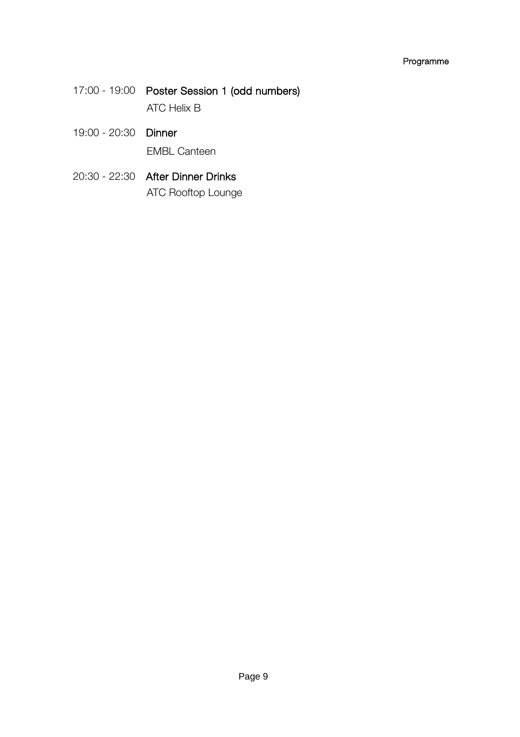17:00 - 19:00 **Poster Session 1 (odd numbers)**
ATC Helix B

19:00 - 20:30 **Dinner**
EMBL Canteen

20:30 - 22:30 **After Dinner Drinks**
ATC Rooftop Lounge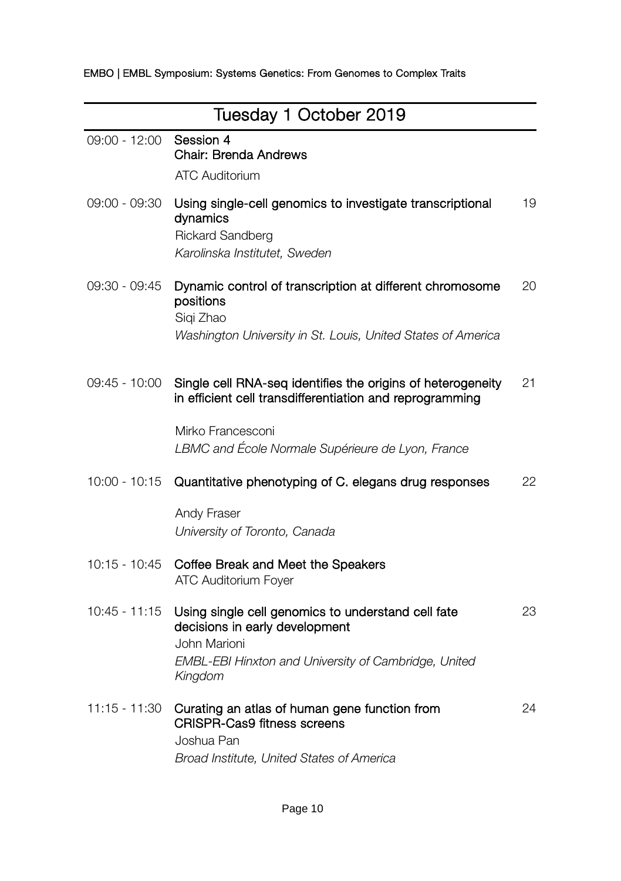## Tuesday 1 October 2019

| Time | Session | Page |
|---|---|---|
| 09:00 - 12:00 | **Session 4**<br>**Chair: Brenda Andrews**<br>ATC Auditorium | |
| 09:00 - 09:30 | **Using single-cell genomics to investigate transcriptional dynamics**<br>Rickard Sandberg<br>*Karolinska Institutet, Sweden* | 19 |
| 09:30 - 09:45 | **Dynamic control of transcription at different chromosome positions**<br>Siqi Zhao<br>*Washington University in St. Louis, United States of America* | 20 |
| 09:45 - 10:00 | **Single cell RNA-seq identifies the origins of heterogeneity in efficient cell transdifferentiation and reprogramming**<br>Mirko Francesconi<br>*LBMC and École Normale Supérieure de Lyon, France* | 21 |
| 10:00 - 10:15 | **Quantitative phenotyping of C. elegans drug responses**<br>Andy Fraser<br>*University of Toronto, Canada* | 22 |
| 10:15 - 10:45 | **Coffee Break and Meet the Speakers**<br>ATC Auditorium Foyer | |
| 10:45 - 11:15 | **Using single cell genomics to understand cell fate decisions in early development**<br>John Marioni<br>*EMBL-EBI Hinxton and University of Cambridge, United Kingdom* | 23 |
| 11:15 - 11:30 | **Curating an atlas of human gene function from CRISPR-Cas9 fitness screens**<br>Joshua Pan<br>*Broad Institute, United States of America* | 24 |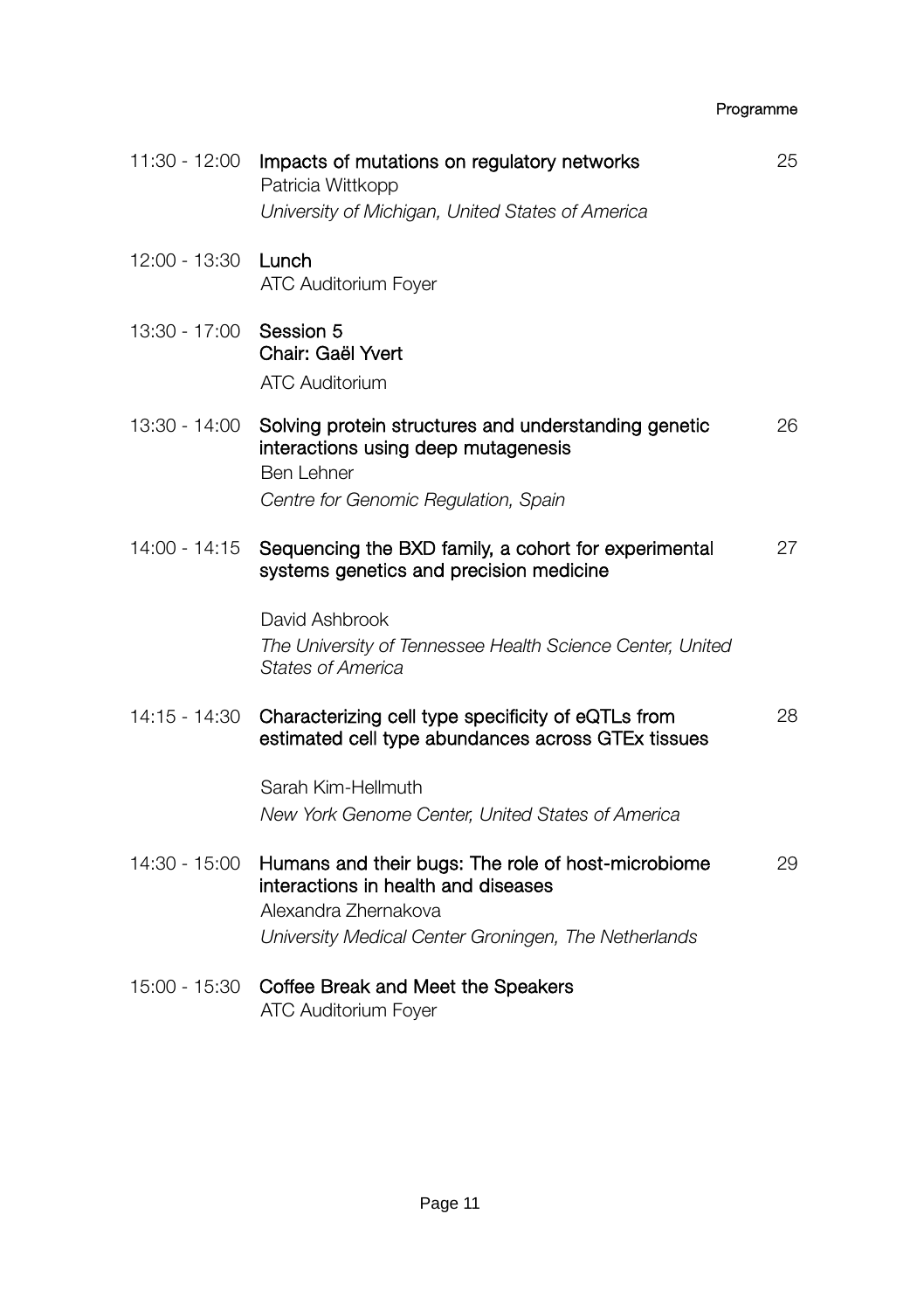| Time | Session | Page |
|---|---|---|
| 11:30 - 12:00 | **Impacts of mutations on regulatory networks**<br>Patricia Wittkopp<br>*University of Michigan, United States of America* | 25 |
| 12:00 - 13:30 | **Lunch**<br>ATC Auditorium Foyer | |
| 13:30 - 17:00 | **Session 5**<br>**Chair: Gaël Yvert**<br>ATC Auditorium | |
| 13:30 - 14:00 | **Solving protein structures and understanding genetic interactions using deep mutagenesis**<br>Ben Lehner<br>*Centre for Genomic Regulation, Spain* | 26 |
| 14:00 - 14:15 | **Sequencing the BXD family, a cohort for experimental systems genetics and precision medicine**<br>David Ashbrook<br>*The University of Tennessee Health Science Center, United States of America* | 27 |
| 14:15 - 14:30 | **Characterizing cell type specificity of eQTLs from estimated cell type abundances across GTEx tissues**<br>Sarah Kim-Hellmuth<br>*New York Genome Center, United States of America* | 28 |
| 14:30 - 15:00 | **Humans and their bugs: The role of host-microbiome interactions in health and diseases**<br>Alexandra Zhernakova<br>*University Medical Center Groningen, The Netherlands* | 29 |
| 15:00 - 15:30 | **Coffee Break and Meet the Speakers**<br>ATC Auditorium Foyer | |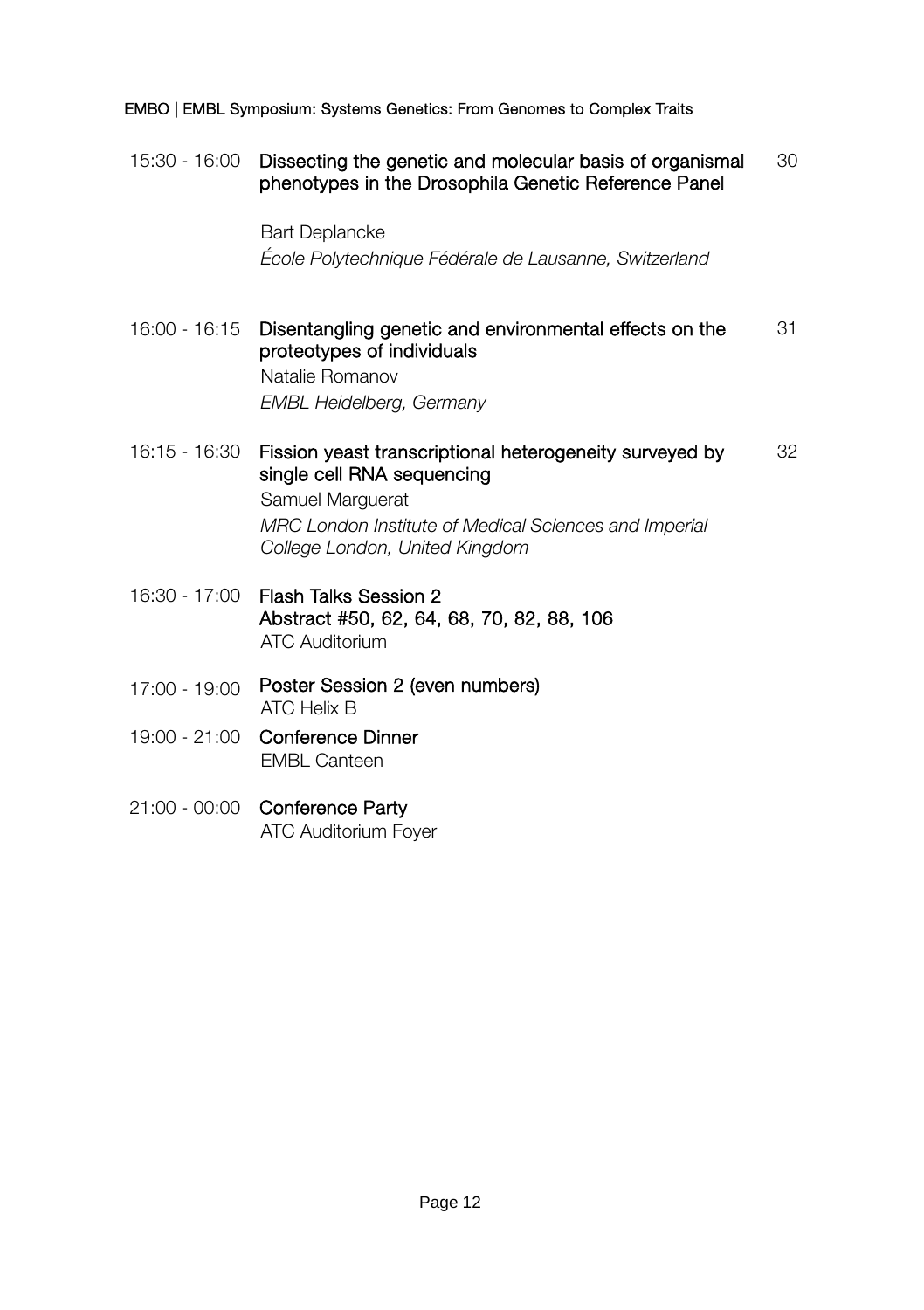15:30 - 16:00 **Dissecting the genetic and molecular basis of organismal phenotypes in the Drosophila Genetic Reference Panel** 30

Bart Deplancke
*École Polytechnique Fédérale de Lausanne, Switzerland*

16:00 - 16:15 **Disentangling genetic and environmental effects on the proteotypes of individuals** 31

Natalie Romanov
*EMBL Heidelberg, Germany*

16:15 - 16:30 **Fission yeast transcriptional heterogeneity surveyed by single cell RNA sequencing** 32

Samuel Marguerat
*MRC London Institute of Medical Sciences and Imperial College London, United Kingdom*

16:30 - 17:00 **Flash Talks Session 2**
**Abstract #50, 62, 64, 68, 70, 82, 88, 106**
ATC Auditorium

17:00 - 19:00 **Poster Session 2 (even numbers)**
ATC Helix B

19:00 - 21:00 **Conference Dinner**
EMBL Canteen

21:00 - 00:00 **Conference Party**
ATC Auditorium Foyer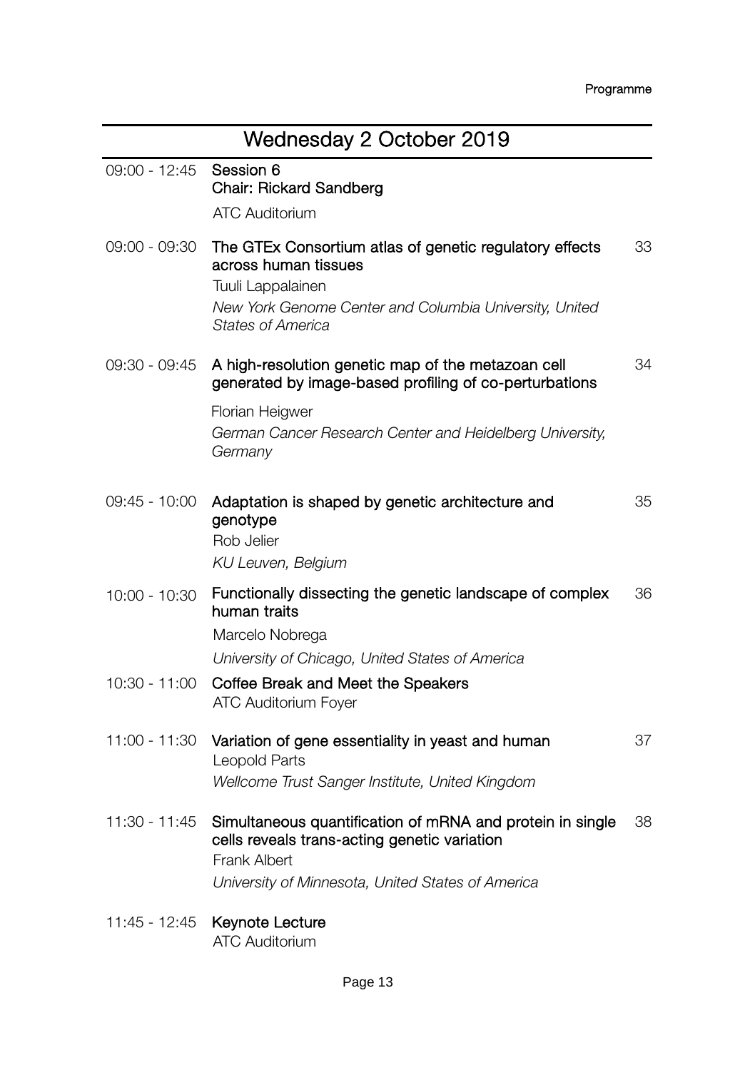## Wednesday 2 October 2019

| Time | Session | Page |
|---|---|---|
| 09:00 - 12:45 | **Session 6**<br>**Chair: Rickard Sandberg**<br>ATC Auditorium | |
| 09:00 - 09:30 | **The GTEx Consortium atlas of genetic regulatory effects across human tissues**<br>Tuuli Lappalainen<br>*New York Genome Center and Columbia University, United States of America* | 33 |
| 09:30 - 09:45 | **A high-resolution genetic map of the metazoan cell generated by image-based profiling of co-perturbations**<br>Florian Heigwer<br>*German Cancer Research Center and Heidelberg University, Germany* | 34 |
| 09:45 - 10:00 | **Adaptation is shaped by genetic architecture and genotype**<br>Rob Jelier<br>*KU Leuven, Belgium* | 35 |
| 10:00 - 10:30 | **Functionally dissecting the genetic landscape of complex human traits**<br>Marcelo Nobrega<br>*University of Chicago, United States of America* | 36 |
| 10:30 - 11:00 | **Coffee Break and Meet the Speakers**<br>ATC Auditorium Foyer | |
| 11:00 - 11:30 | **Variation of gene essentiality in yeast and human**<br>Leopold Parts<br>*Wellcome Trust Sanger Institute, United Kingdom* | 37 |
| 11:30 - 11:45 | **Simultaneous quantification of mRNA and protein in single cells reveals trans-acting genetic variation**<br>Frank Albert<br>*University of Minnesota, United States of America* | 38 |
| 11:45 - 12:45 | **Keynote Lecture**<br>ATC Auditorium | |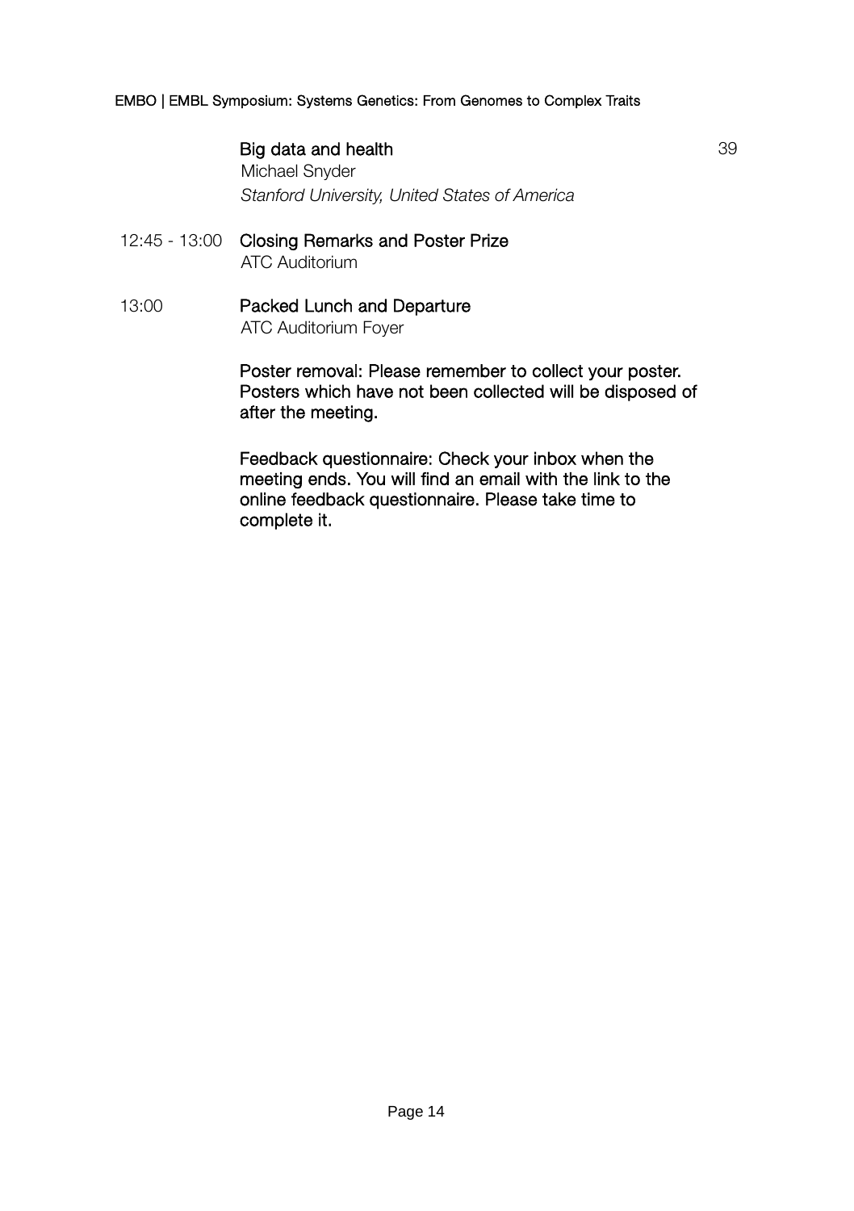**Big data and health** 39

Michael Snyder

*Stanford University, United States of America*

12:45 - 13:00 **Closing Remarks and Poster Prize**

ATC Auditorium

13:00 **Packed Lunch and Departure**

ATC Auditorium Foyer

Poster removal: Please remember to collect your poster. Posters which have not been collected will be disposed of after the meeting.

Feedback questionnaire: Check your inbox when the meeting ends. You will find an email with the link to the online feedback questionnaire. Please take time to complete it.